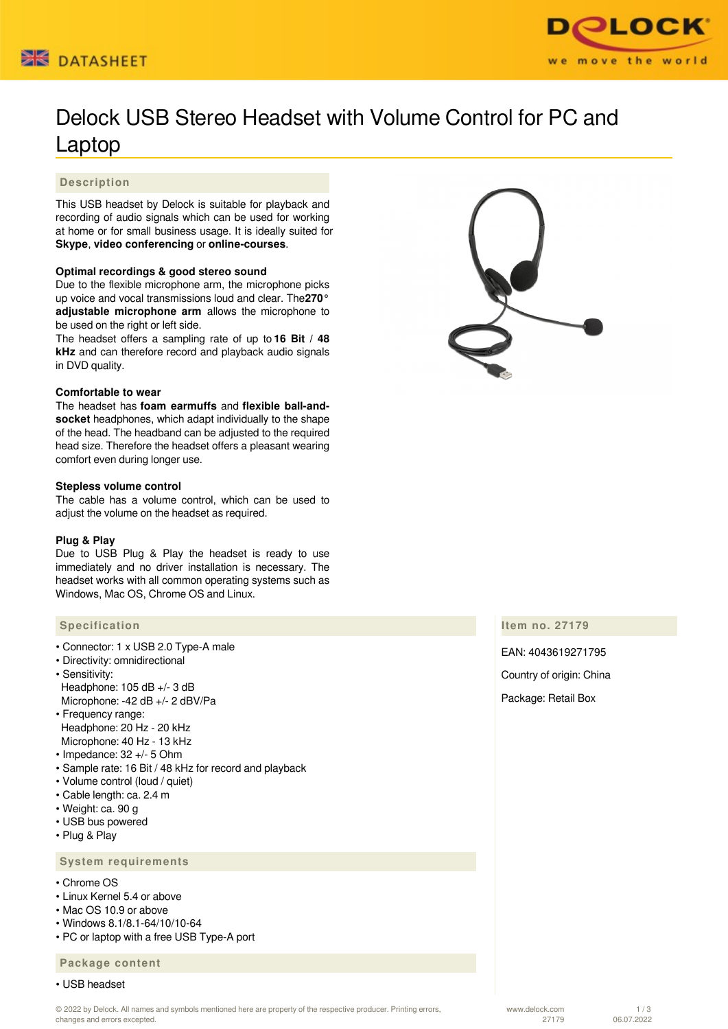DATASHEET

# Delock USB Stereo Headset with Volume Control for PC and Laptop

## Description

This USB headset by Delock is suitable for playback and recording of audio signals which can be used for working at home or for small business usage. It is ideally suited for **Skype**, **video conferencing** or **online-courses**.

**Optimal recordings & good stereo sound**
Due to the flexible microphone arm, the microphone picks up voice and vocal transmissions loud and clear. The **270° adjustable microphone arm** allows the microphone to be used on the right or left side.
The headset offers a sampling rate of up to **16 Bit / 48 kHz** and can therefore record and playback audio signals in DVD quality.

**Comfortable to wear**
The headset has **foam earmuffs** and **flexible ball-and-socket** headphones, which adapt individually to the shape of the head. The headband can be adjusted to the required head size. Therefore the headset offers a pleasant wearing comfort even during longer use.

**Stepless volume control**
The cable has a volume control, which can be used to adjust the volume on the headset as required.

**Plug & Play**
Due to USB Plug & Play the headset is ready to use immediately and no driver installation is necessary. The headset works with all common operating systems such as Windows, Mac OS, Chrome OS and Linux.

## Specification

- Connector: 1 x USB 2.0 Type-A male
- Directivity: omnidirectional
- Sensitivity:
  Headphone: 105 dB +/- 3 dB
  Microphone: -42 dB +/- 2 dBV/Pa
- Frequency range:
  Headphone: 20 Hz - 20 kHz
  Microphone: 40 Hz - 13 kHz
- Impedance: 32 +/- 5 Ohm
- Sample rate: 16 Bit / 48 kHz for record and playback
- Volume control (loud / quiet)
- Cable length: ca. 2.4 m
- Weight: ca. 90 g
- USB bus powered
- Plug & Play

## System requirements

- Chrome OS
- Linux Kernel 5.4 or above
- Mac OS 10.9 or above
- Windows 8.1/8.1-64/10/10-64
- PC or laptop with a free USB Type-A port

## Package content

- USB headset

## Item no. 27179

EAN: 4043619271795

Country of origin: China

Package: Retail Box

© 2022 by Delock. All names and symbols mentioned here are property of the respective producer. Printing errors, changes and errors excepted.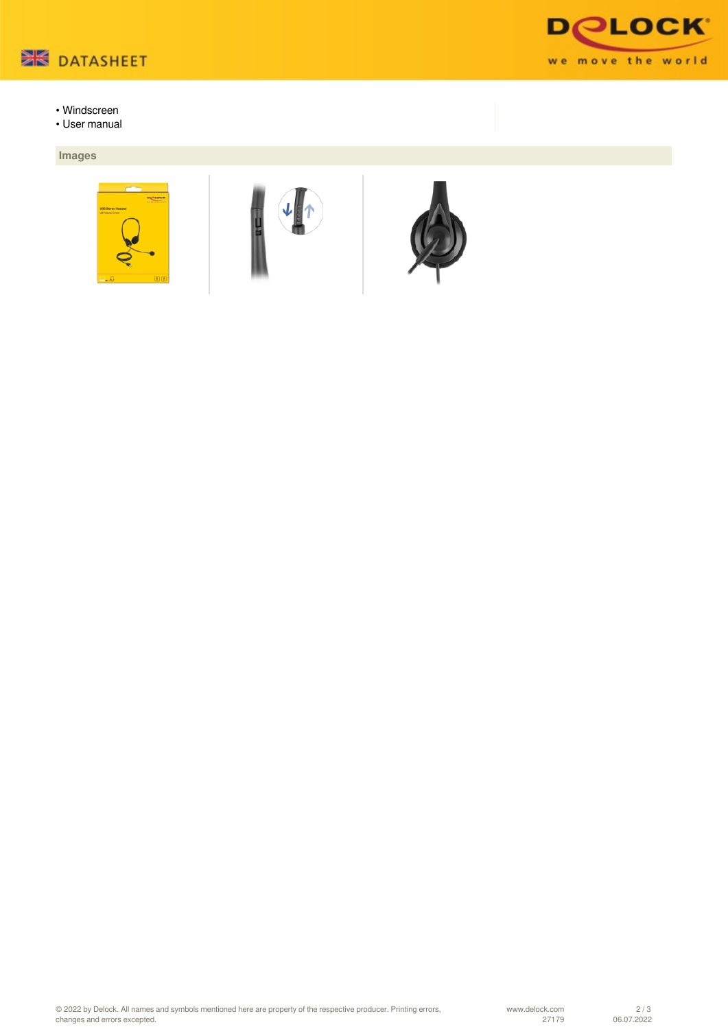- Windscreen
- User manual

## Images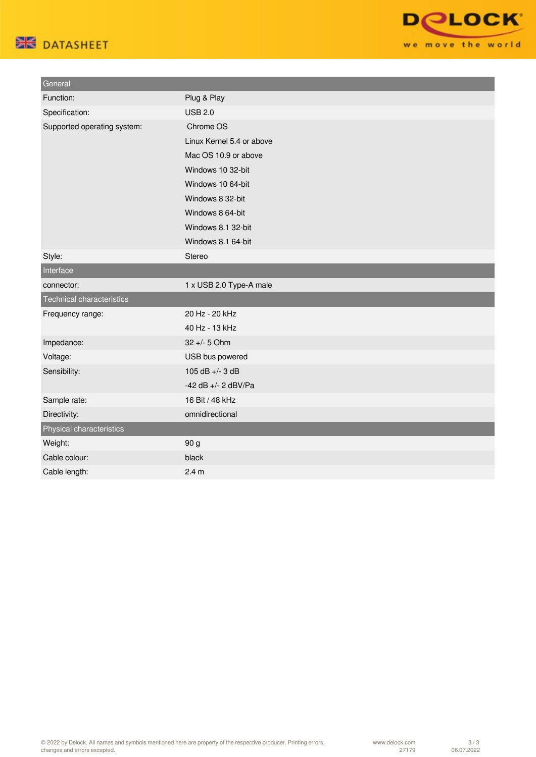| | |
|---|---|
| **General** | |
| Function: | Plug & Play |
| Specification: | USB 2.0 |
| Supported operating system: | Chrome OS |
| | Linux Kernel 5.4 or above |
| | Mac OS 10.9 or above |
| | Windows 10 32-bit |
| | Windows 10 64-bit |
| | Windows 8 32-bit |
| | Windows 8 64-bit |
| | Windows 8.1 32-bit |
| | Windows 8.1 64-bit |
| Style: | Stereo |
| **Interface** | |
| connector: | 1 x USB 2.0 Type-A male |
| **Technical characteristics** | |
| Frequency range: | 20 Hz - 20 kHz |
| | 40 Hz - 13 kHz |
| Impedance: | 32 +/- 5 Ohm |
| Voltage: | USB bus powered |
| Sensibility: | 105 dB +/- 3 dB |
| | -42 dB +/- 2 dBV/Pa |
| Sample rate: | 16 Bit / 48 kHz |
| Directivity: | omnidirectional |
| **Physical characteristics** | |
| Weight: | 90 g |
| Cable colour: | black |
| Cable length: | 2.4 m |

© 2022 by Delock. All names and symbols mentioned here are property of the respective producer. Printing errors, changes and errors excepted.

www.delock.com
27179
06.07.2022